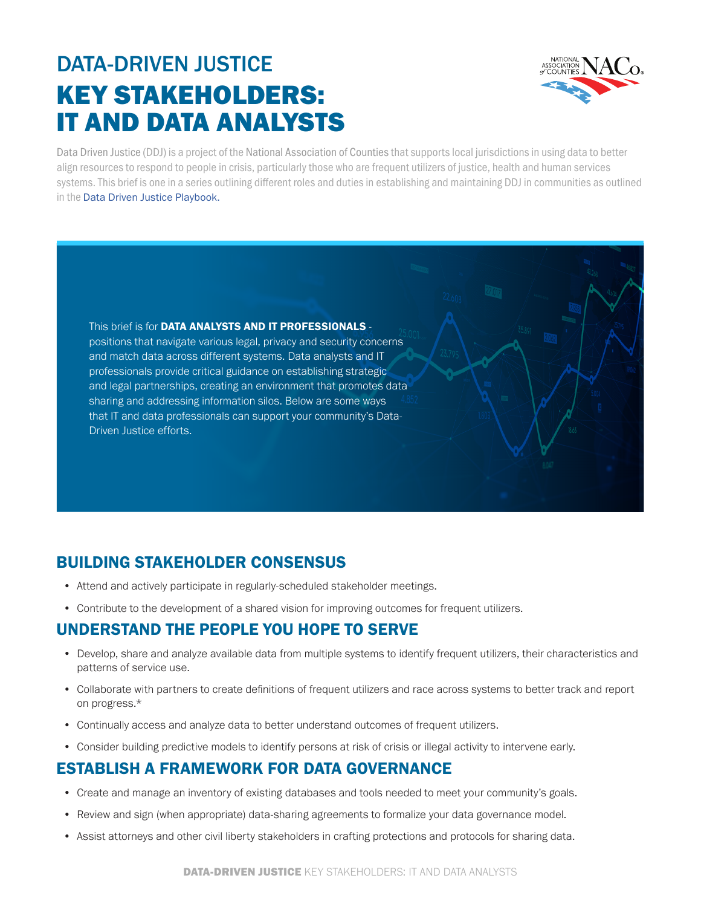# DATA-DRIVEN JUSTICE

# KEY STAKEHOLDERS: IT AND DATA ANALYSTS

Data Driven Justice (DDJ) is a project of the National Association of Counties that supports local jurisdictions in using data to better align resources to respond to people in crisis, particularly those who are frequent utilizers of justice, health and human services systems. This brief is one in a series outlining different roles and duties in establishing and maintaining DDJ in communities as outlined in the Data Driven Justice Playbook.

This brief is for **DATA ANALYSTS AND IT PROFESSIONALS** - positions that navigate various legal, privacy and security concerns and match data across different systems. Data analysts and IT professionals provide critical guidance on establishing strategic and legal partnerships, creating an environment that promotes data sharing and addressing information silos. Below are some ways that IT and data professionals can support your community's Data-Driven Justice efforts.

## BUILDING STAKEHOLDER CONSENSUS

- Attend and actively participate in regularly-scheduled stakeholder meetings.
- Contribute to the development of a shared vision for improving outcomes for frequent utilizers.

## UNDERSTAND THE PEOPLE YOU HOPE TO SERVE

- Develop, share and analyze available data from multiple systems to identify frequent utilizers, their characteristics and patterns of service use.
- Collaborate with partners to create definitions of frequent utilizers and race across systems to better track and report on progress.*
- Continually access and analyze data to better understand outcomes of frequent utilizers.
- Consider building predictive models to identify persons at risk of crisis or illegal activity to intervene early.

## ESTABLISH A FRAMEWORK FOR DATA GOVERNANCE

- Create and manage an inventory of existing databases and tools needed to meet your community's goals.
- Review and sign (when appropriate) data-sharing agreements to formalize your data governance model.
- Assist attorneys and other civil liberty stakeholders in crafting protections and protocols for sharing data.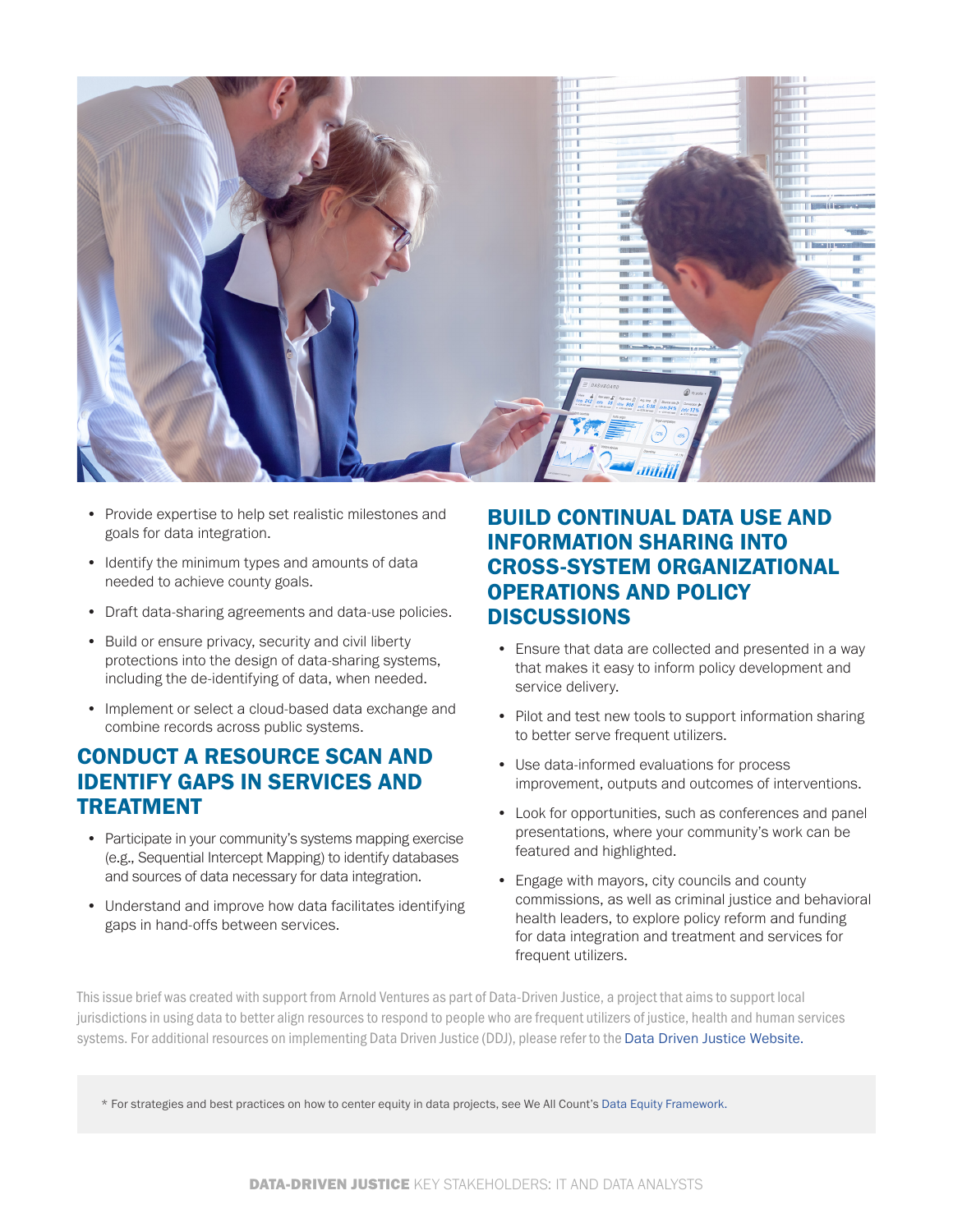- Provide expertise to help set realistic milestones and goals for data integration.
- Identify the minimum types and amounts of data needed to achieve county goals.
- Draft data-sharing agreements and data-use policies.
- Build or ensure privacy, security and civil liberty protections into the design of data-sharing systems, including the de-identifying of data, when needed.
- Implement or select a cloud-based data exchange and combine records across public systems.

## CONDUCT A RESOURCE SCAN AND IDENTIFY GAPS IN SERVICES AND TREATMENT

- Participate in your community's systems mapping exercise (e.g., Sequential Intercept Mapping) to identify databases and sources of data necessary for data integration.
- Understand and improve how data facilitates identifying gaps in hand-offs between services.

## BUILD CONTINUAL DATA USE AND INFORMATION SHARING INTO CROSS-SYSTEM ORGANIZATIONAL OPERATIONS AND POLICY DISCUSSIONS

- Ensure that data are collected and presented in a way that makes it easy to inform policy development and service delivery.
- Pilot and test new tools to support information sharing to better serve frequent utilizers.
- Use data-informed evaluations for process improvement, outputs and outcomes of interventions.
- Look for opportunities, such as conferences and panel presentations, where your community's work can be featured and highlighted.
- Engage with mayors, city councils and county commissions, as well as criminal justice and behavioral health leaders, to explore policy reform and funding for data integration and treatment and services for frequent utilizers.

This issue brief was created with support from Arnold Ventures as part of Data-Driven Justice, a project that aims to support local jurisdictions in using data to better align resources to respond to people who are frequent utilizers of justice, health and human services systems. For additional resources on implementing Data Driven Justice (DDJ), please refer to the Data Driven Justice Website.

\* For strategies and best practices on how to center equity in data projects, see We All Count's Data Equity Framework.